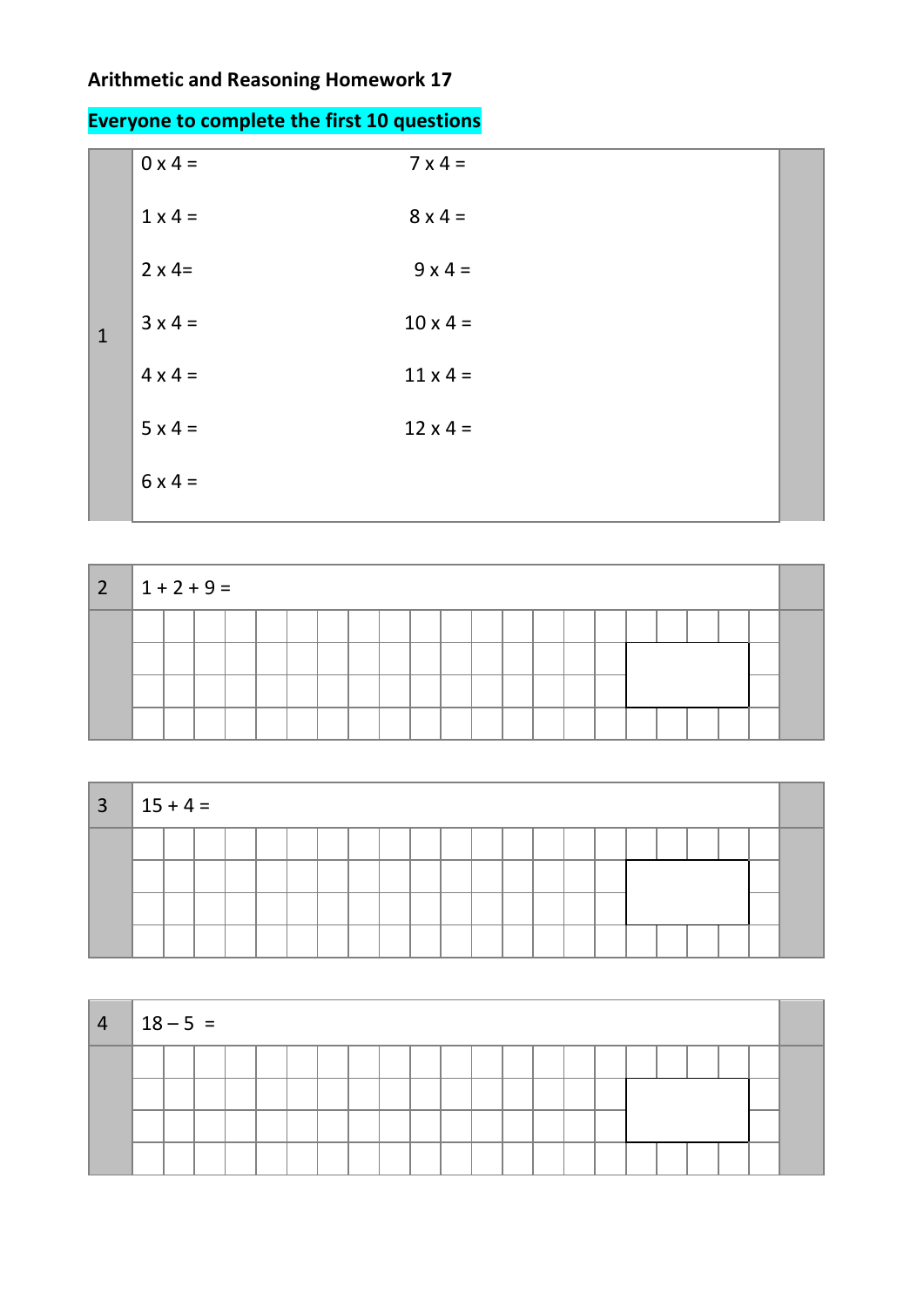**Arithmetic and Reasoning Homework 17**

**Everyone to complete the first 10 questions**

**1**

| | |
|---|---|
| 0 x 4 = | 7 x 4 = |
| 1 x 4 = | 8 x 4 = |
| 2 x 4= | 9 x 4 = |
| 3 x 4 = | 10 x 4 = |
| 4 x 4 = | 11 x 4 = |
| 5 x 4 = | 12 x 4 = |
| 6 x 4 = | |

**2** 1 + 2 + 9 =

**3** 15 + 4 =

**4** 18 – 5 =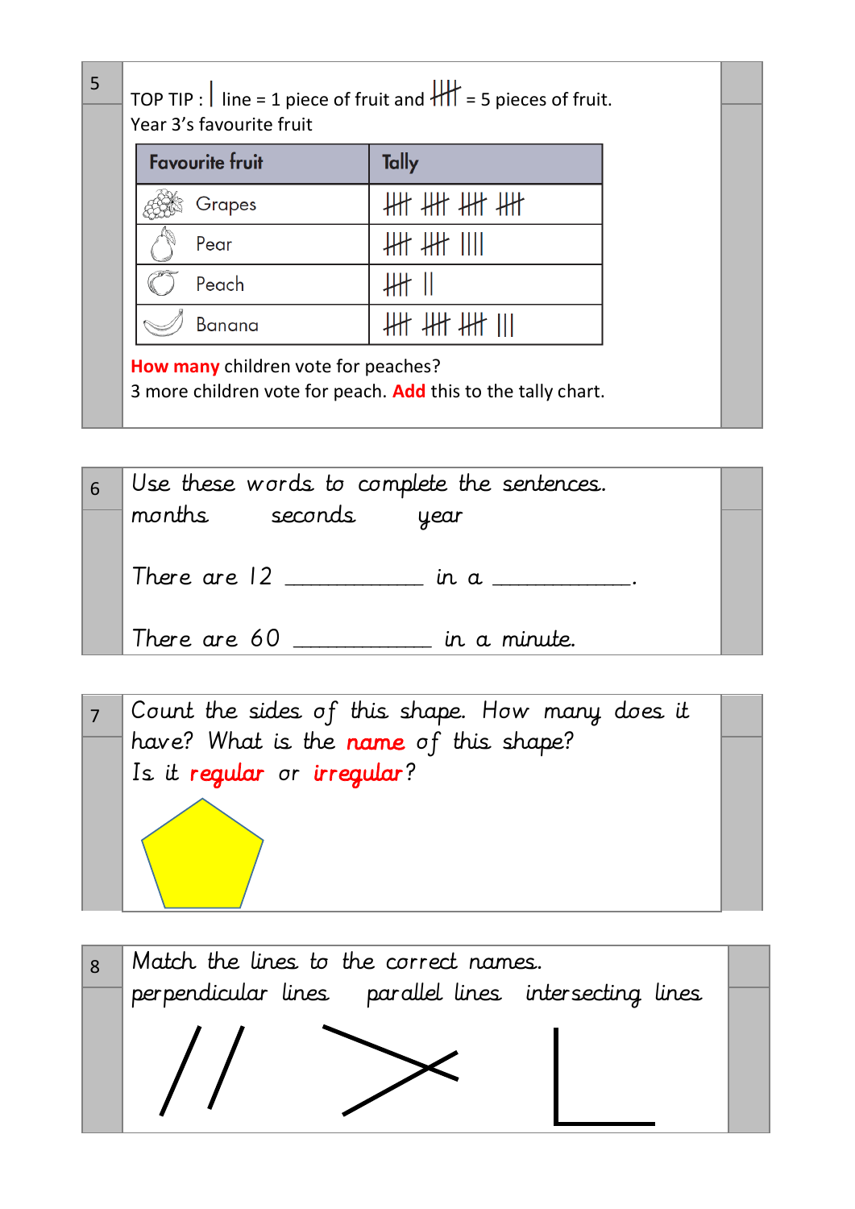5

TOP TIP : | line = 1 piece of fruit and 𝍸 = 5 pieces of fruit.
Year 3's favourite fruit

| Favourite fruit | Tally |
|---|---|
| Grapes | 𝍸 𝍸 𝍸 𝍸 |
| Pear | 𝍸 𝍸 \|\|\|\| |
| Peach | 𝍸 \|\| |
| Banana | 𝍸 𝍸 𝍸 \|\|\| |

**How many** children vote for peaches?
3 more children vote for peach. **Add** this to the tally chart.

6

Use these words to complete the sentences.
months  seconds  year

There are 12 ____________ in a ____________.

There are 60 ____________ in a minute.

7

Count the sides of this shape. How many does it have? What is the **name** of this shape?
Is it **regular** or **irregular**?

8

Match the lines to the correct names.
perpendicular lines  parallel lines  intersecting lines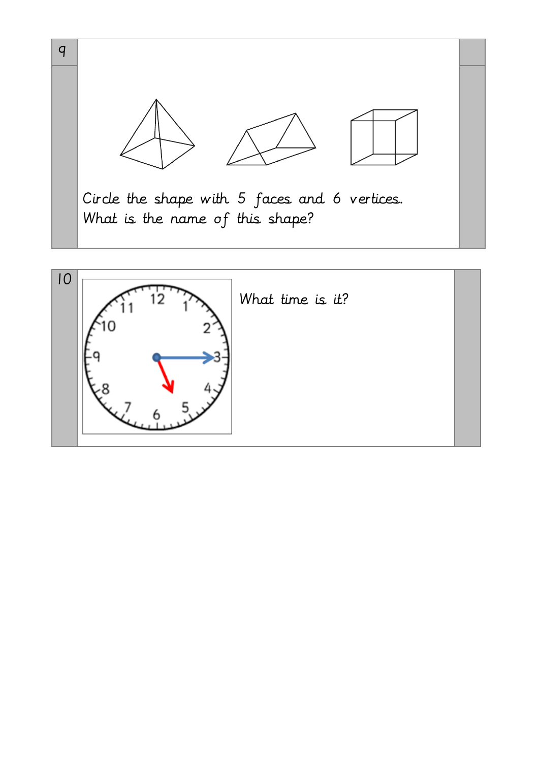9

Circle the shape with 5 faces and 6 vertices.
What is the name of this shape?

10

What time is it?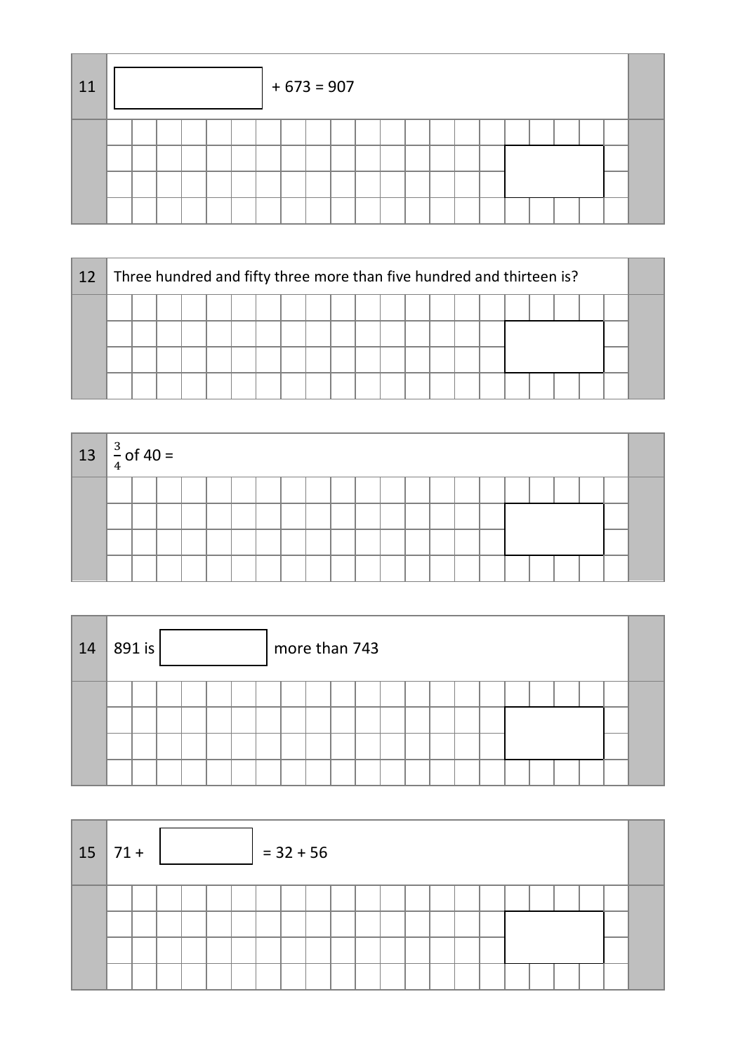**11** $\square + 673 = 907$

**12** Three hundred and fifty three more than five hundred and thirteen is?

**13** $\frac{3}{4}$ of 40 =

**14** 891 is $\square$ more than 743

**15** $71 + \square = 32 + 56$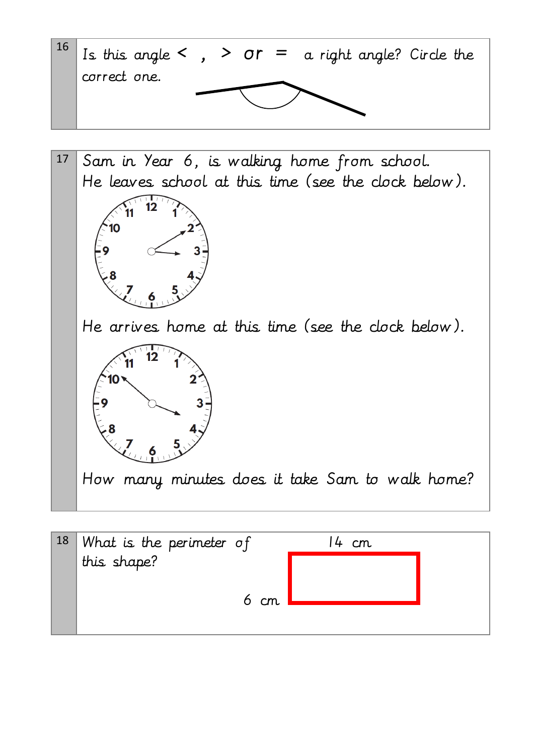**16**

Is this angle < , > or = a right angle? Circle the correct one.

**17**

Sam in Year 6, is walking home from school.
He leaves school at this time (see the clock below).

He arrives home at this time (see the clock below).

How many minutes does it take Sam to walk home?

**18**

What is the perimeter of this shape?

14 cm

6 cm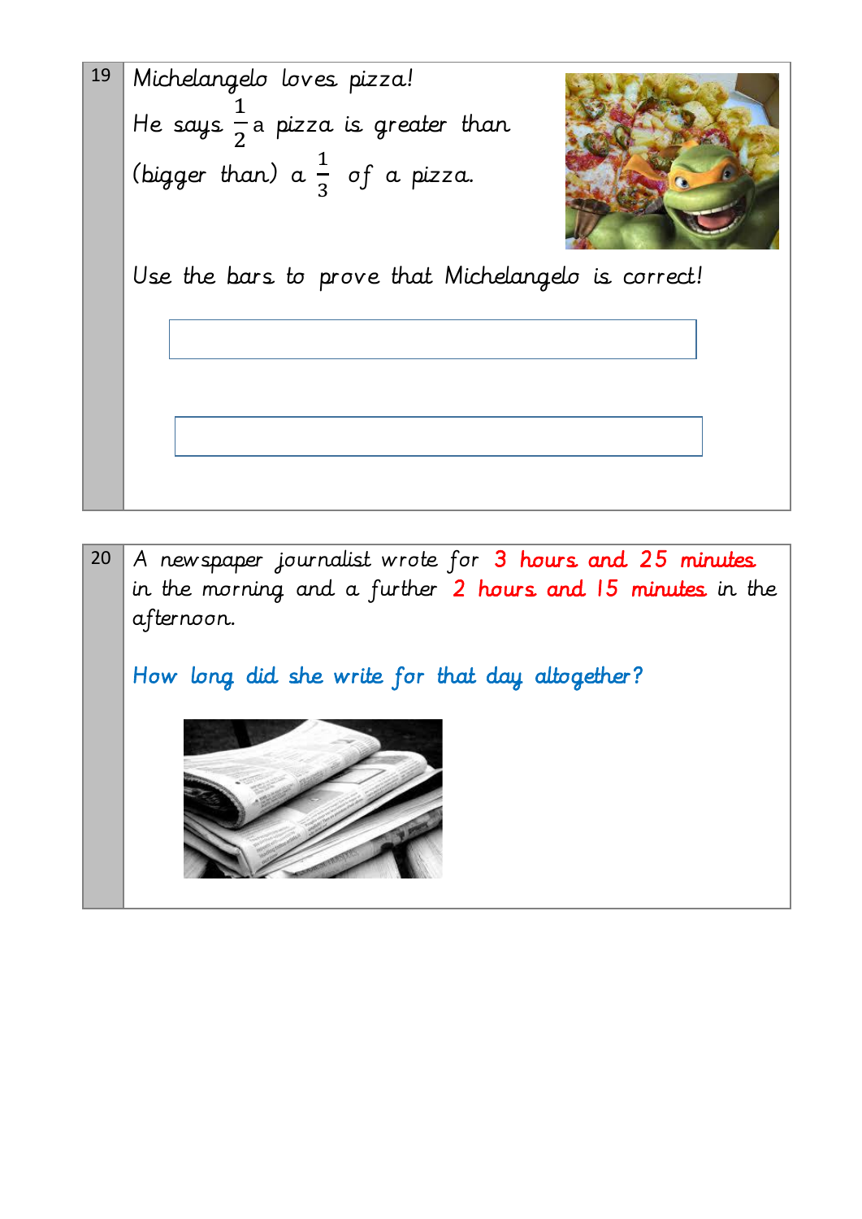19

Michelangelo loves pizza!

He says $\frac{1}{2}$ a pizza is greater than (bigger than) a $\frac{1}{3}$ of a pizza.

Use the bars to prove that Michelangelo is correct!

20

A newspaper journalist wrote for **3 hours and 25 minutes** in the morning and a further **2 hours and 15 minutes** in the afternoon.

**How long did she write for that day altogether?**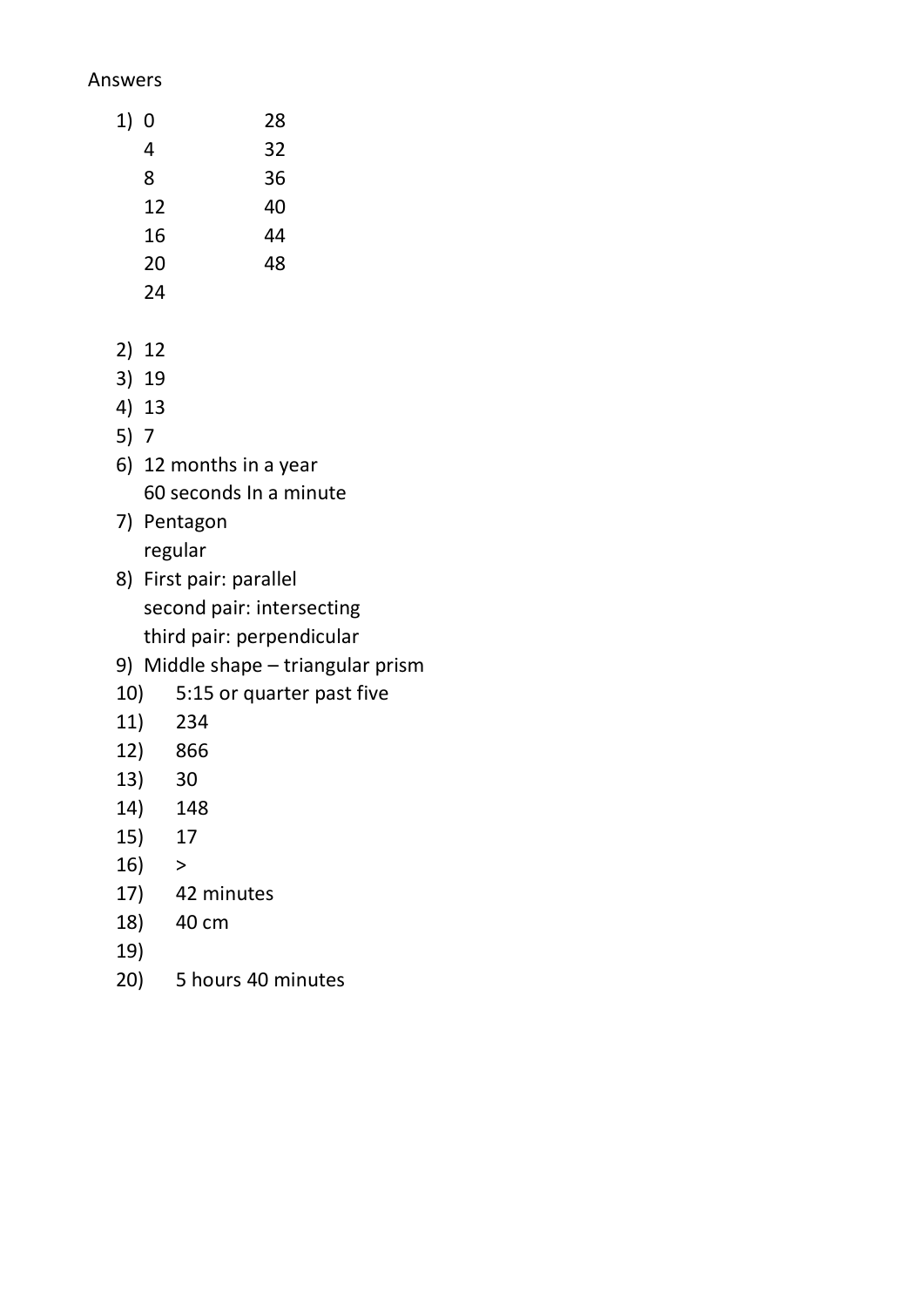Answers

1) 0 28
   4 32
   8 36
   12 40
   16 44
   20 48
   24

2) 12
3) 19
4) 13
5) 7
6) 12 months in a year
   60 seconds In a minute
7) Pentagon
   regular
8) First pair: parallel
   second pair: intersecting
   third pair: perpendicular
9) Middle shape – triangular prism
10) 5:15 or quarter past five
11) 234
12) 866
13) 30
14) 148
15) 17
16) >
17) 42 minutes
18) 40 cm
19) 
20) 5 hours 40 minutes